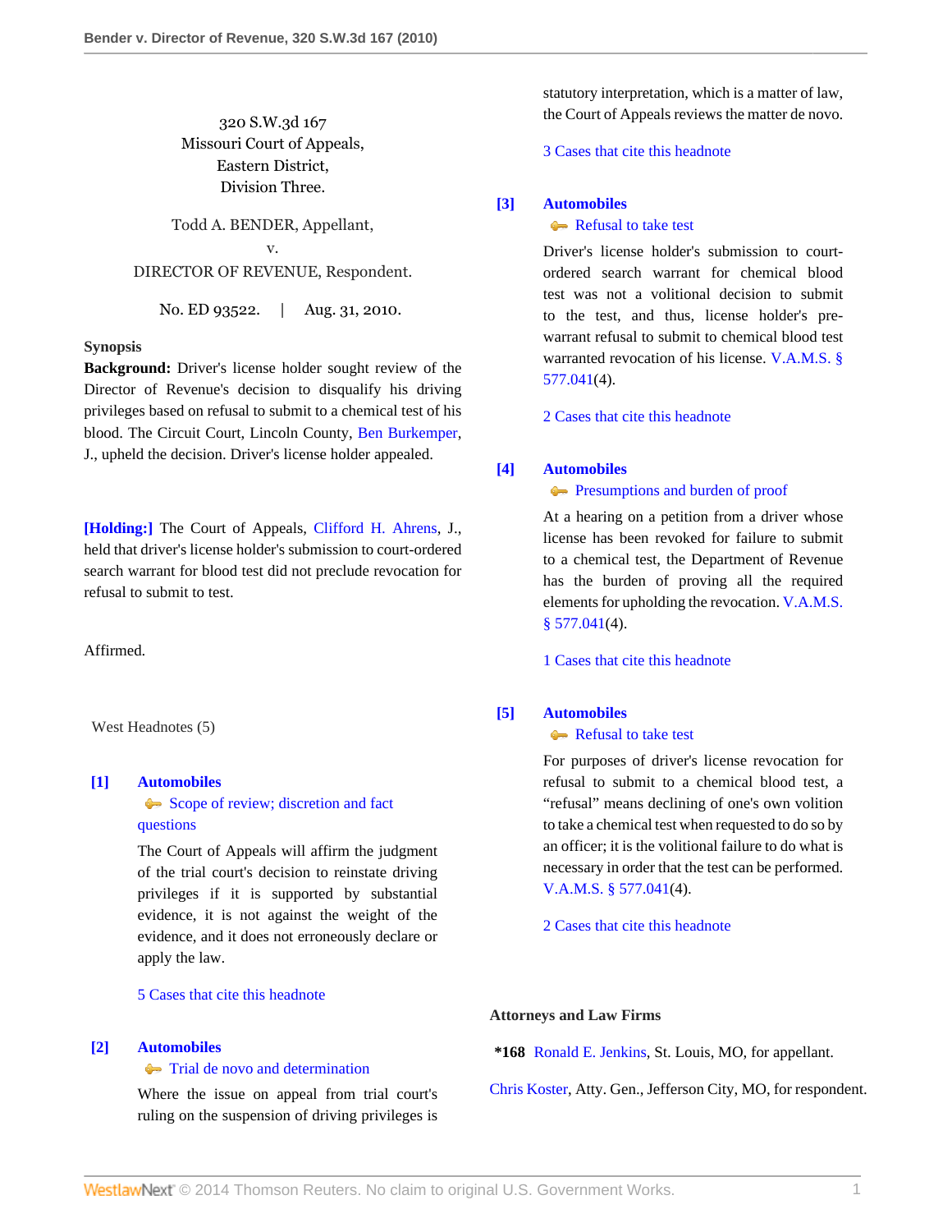320 S.W.3d 167
Missouri Court of Appeals,
Eastern District,
Division Three.

Todd A. BENDER, Appellant,
v.
DIRECTOR OF REVENUE, Respondent.

No. ED 93522. | Aug. 31, 2010.

**Synopsis**

**Background:** Driver's license holder sought review of the Director of Revenue's decision to disqualify his driving privileges based on refusal to submit to a chemical test of his blood. The Circuit Court, Lincoln County, Ben Burkemper, J., upheld the decision. Driver's license holder appealed.

**[Holding:]** The Court of Appeals, Clifford H. Ahrens, J., held that driver's license holder's submission to court-ordered search warrant for blood test did not preclude revocation for refusal to submit to test.

Affirmed.

West Headnotes (5)

**[1] Automobiles**
Scope of review; discretion and fact questions

The Court of Appeals will affirm the judgment of the trial court's decision to reinstate driving privileges if it is supported by substantial evidence, it is not against the weight of the evidence, and it does not erroneously declare or apply the law.

5 Cases that cite this headnote

**[2] Automobiles**
Trial de novo and determination

Where the issue on appeal from trial court's ruling on the suspension of driving privileges is statutory interpretation, which is a matter of law, the Court of Appeals reviews the matter de novo.

3 Cases that cite this headnote

**[3] Automobiles**
Refusal to take test

Driver's license holder's submission to court-ordered search warrant for chemical blood test was not a volitional decision to submit to the test, and thus, license holder's pre-warrant refusal to submit to chemical blood test warranted revocation of his license. V.A.M.S. § 577.041(4).

2 Cases that cite this headnote

**[4] Automobiles**
Presumptions and burden of proof

At a hearing on a petition from a driver whose license has been revoked for failure to submit to a chemical test, the Department of Revenue has the burden of proving all the required elements for upholding the revocation. V.A.M.S. § 577.041(4).

1 Cases that cite this headnote

**[5] Automobiles**
Refusal to take test

For purposes of driver's license revocation for refusal to submit to a chemical blood test, a "refusal" means declining of one's own volition to take a chemical test when requested to do so by an officer; it is the volitional failure to do what is necessary in order that the test can be performed. V.A.M.S. § 577.041(4).

2 Cases that cite this headnote

**Attorneys and Law Firms**

*168 Ronald E. Jenkins, St. Louis, MO, for appellant.

Chris Koster, Atty. Gen., Jefferson City, MO, for respondent.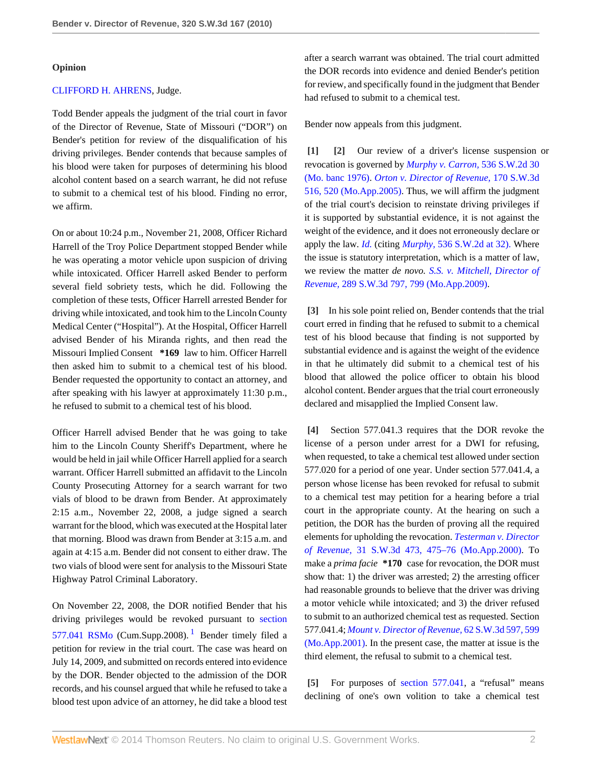## Opinion

CLIFFORD H. AHRENS, Judge.

Todd Bender appeals the judgment of the trial court in favor of the Director of Revenue, State of Missouri ("DOR") on Bender's petition for review of the disqualification of his driving privileges. Bender contends that because samples of his blood were taken for purposes of determining his blood alcohol content based on a search warrant, he did not refuse to submit to a chemical test of his blood. Finding no error, we affirm.

On or about 10:24 p.m., November 21, 2008, Officer Richard Harrell of the Troy Police Department stopped Bender while he was operating a motor vehicle upon suspicion of driving while intoxicated. Officer Harrell asked Bender to perform several field sobriety tests, which he did. Following the completion of these tests, Officer Harrell arrested Bender for driving while intoxicated, and took him to the Lincoln County Medical Center ("Hospital"). At the Hospital, Officer Harrell advised Bender of his Miranda rights, and then read the Missouri Implied Consent **\*169** law to him. Officer Harrell then asked him to submit to a chemical test of his blood. Bender requested the opportunity to contact an attorney, and after speaking with his lawyer at approximately 11:30 p.m., he refused to submit to a chemical test of his blood.

Officer Harrell advised Bender that he was going to take him to the Lincoln County Sheriff's Department, where he would be held in jail while Officer Harrell applied for a search warrant. Officer Harrell submitted an affidavit to the Lincoln County Prosecuting Attorney for a search warrant for two vials of blood to be drawn from Bender. At approximately 2:15 a.m., November 22, 2008, a judge signed a search warrant for the blood, which was executed at the Hospital later that morning. Blood was drawn from Bender at 3:15 a.m. and again at 4:15 a.m. Bender did not consent to either draw. The two vials of blood were sent for analysis to the Missouri State Highway Patrol Criminal Laboratory.

On November 22, 2008, the DOR notified Bender that his driving privileges would be revoked pursuant to section 577.041 RSMo (Cum.Supp.2008).[1] Bender timely filed a petition for review in the trial court. The case was heard on July 14, 2009, and submitted on records entered into evidence by the DOR. Bender objected to the admission of the DOR records, and his counsel argued that while he refused to take a blood test upon advice of an attorney, he did take a blood test after a search warrant was obtained. The trial court admitted the DOR records into evidence and denied Bender's petition for review, and specifically found in the judgment that Bender had refused to submit to a chemical test.

Bender now appeals from this judgment.

**[1] [2]** Our review of a driver's license suspension or revocation is governed by *Murphy v. Carron,* 536 S.W.2d 30 (Mo. banc 1976). *Orton v. Director of Revenue,* 170 S.W.3d 516, 520 (Mo.App.2005). Thus, we will affirm the judgment of the trial court's decision to reinstate driving privileges if it is supported by substantial evidence, it is not against the weight of the evidence, and it does not erroneously declare or apply the law. *Id.* (citing *Murphy,* 536 S.W.2d at 32). Where the issue is statutory interpretation, which is a matter of law, we review the matter *de novo. S.S. v. Mitchell, Director of Revenue,* 289 S.W.3d 797, 799 (Mo.App.2009).

**[3]** In his sole point relied on, Bender contends that the trial court erred in finding that he refused to submit to a chemical test of his blood because that finding is not supported by substantial evidence and is against the weight of the evidence in that he ultimately did submit to a chemical test of his blood that allowed the police officer to obtain his blood alcohol content. Bender argues that the trial court erroneously declared and misapplied the Implied Consent law.

**[4]** Section 577.041.3 requires that the DOR revoke the license of a person under arrest for a DWI for refusing, when requested, to take a chemical test allowed under section 577.020 for a period of one year. Under section 577.041.4, a person whose license has been revoked for refusal to submit to a chemical test may petition for a hearing before a trial court in the appropriate county. At the hearing on such a petition, the DOR has the burden of proving all the required elements for upholding the revocation. *Testerman v. Director of Revenue,* 31 S.W.3d 473, 475–76 (Mo.App.2000). To make a *prima facie* **\*170** case for revocation, the DOR must show that: 1) the driver was arrested; 2) the arresting officer had reasonable grounds to believe that the driver was driving a motor vehicle while intoxicated; and 3) the driver refused to submit to an authorized chemical test as requested. Section 577.041.4; *Mount v. Director of Revenue,* 62 S.W.3d 597, 599 (Mo.App.2001). In the present case, the matter at issue is the third element, the refusal to submit to a chemical test.

**[5]** For purposes of section 577.041, a "refusal" means declining of one's own volition to take a chemical test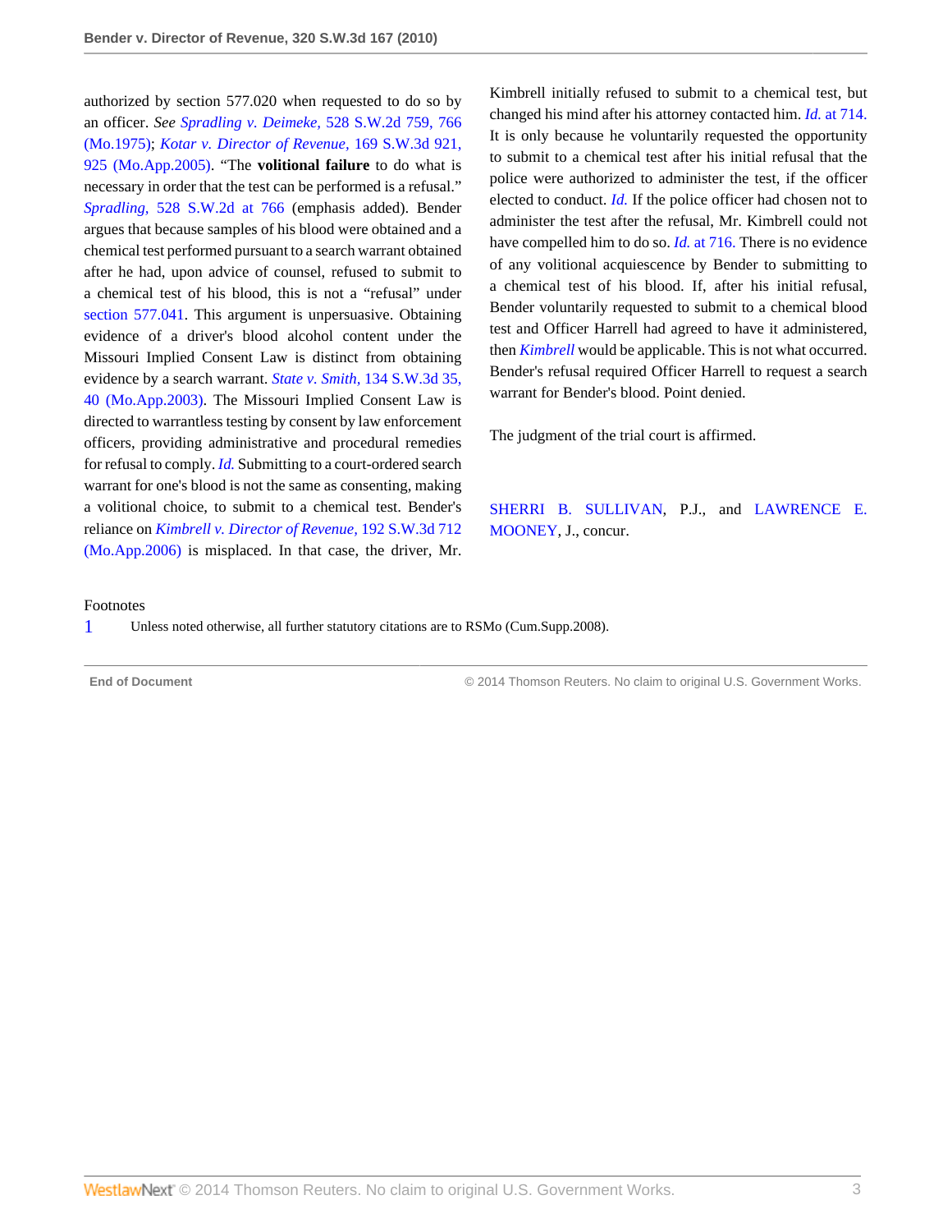authorized by section 577.020 when requested to do so by an officer. *See* *Spradling v. Deimeke,* 528 S.W.2d 759, 766 (Mo.1975); *Kotar v. Director of Revenue,* 169 S.W.3d 921, 925 (Mo.App.2005). "The **volitional failure** to do what is necessary in order that the test can be performed is a refusal." *Spradling,* 528 S.W.2d at 766 (emphasis added). Bender argues that because samples of his blood were obtained and a chemical test performed pursuant to a search warrant obtained after he had, upon advice of counsel, refused to submit to a chemical test of his blood, this is not a "refusal" under section 577.041. This argument is unpersuasive. Obtaining evidence of a driver's blood alcohol content under the Missouri Implied Consent Law is distinct from obtaining evidence by a search warrant. *State v. Smith,* 134 S.W.3d 35, 40 (Mo.App.2003). The Missouri Implied Consent Law is directed to warrantless testing by consent by law enforcement officers, providing administrative and procedural remedies for refusal to comply. *Id.* Submitting to a court-ordered search warrant for one's blood is not the same as consenting, making a volitional choice, to submit to a chemical test. Bender's reliance on *Kimbrell v. Director of Revenue,* 192 S.W.3d 712 (Mo.App.2006) is misplaced. In that case, the driver, Mr. Kimbrell initially refused to submit to a chemical test, but changed his mind after his attorney contacted him. *Id.* at 714. It is only because he voluntarily requested the opportunity to submit to a chemical test after his initial refusal that the police were authorized to administer the test, if the officer elected to conduct. *Id.* If the police officer had chosen not to administer the test after the refusal, Mr. Kimbrell could not have compelled him to do so. *Id.* at 716. There is no evidence of any volitional acquiescence by Bender to submitting to a chemical test of his blood. If, after his initial refusal, Bender voluntarily requested to submit to a chemical blood test and Officer Harrell had agreed to have it administered, then *Kimbrell* would be applicable. This is not what occurred. Bender's refusal required Officer Harrell to request a search warrant for Bender's blood. Point denied.

The judgment of the trial court is affirmed.

SHERRI B. SULLIVAN, P.J., and LAWRENCE E. MOONEY, J., concur.

Footnotes

1 Unless noted otherwise, all further statutory citations are to RSMo (Cum.Supp.2008).